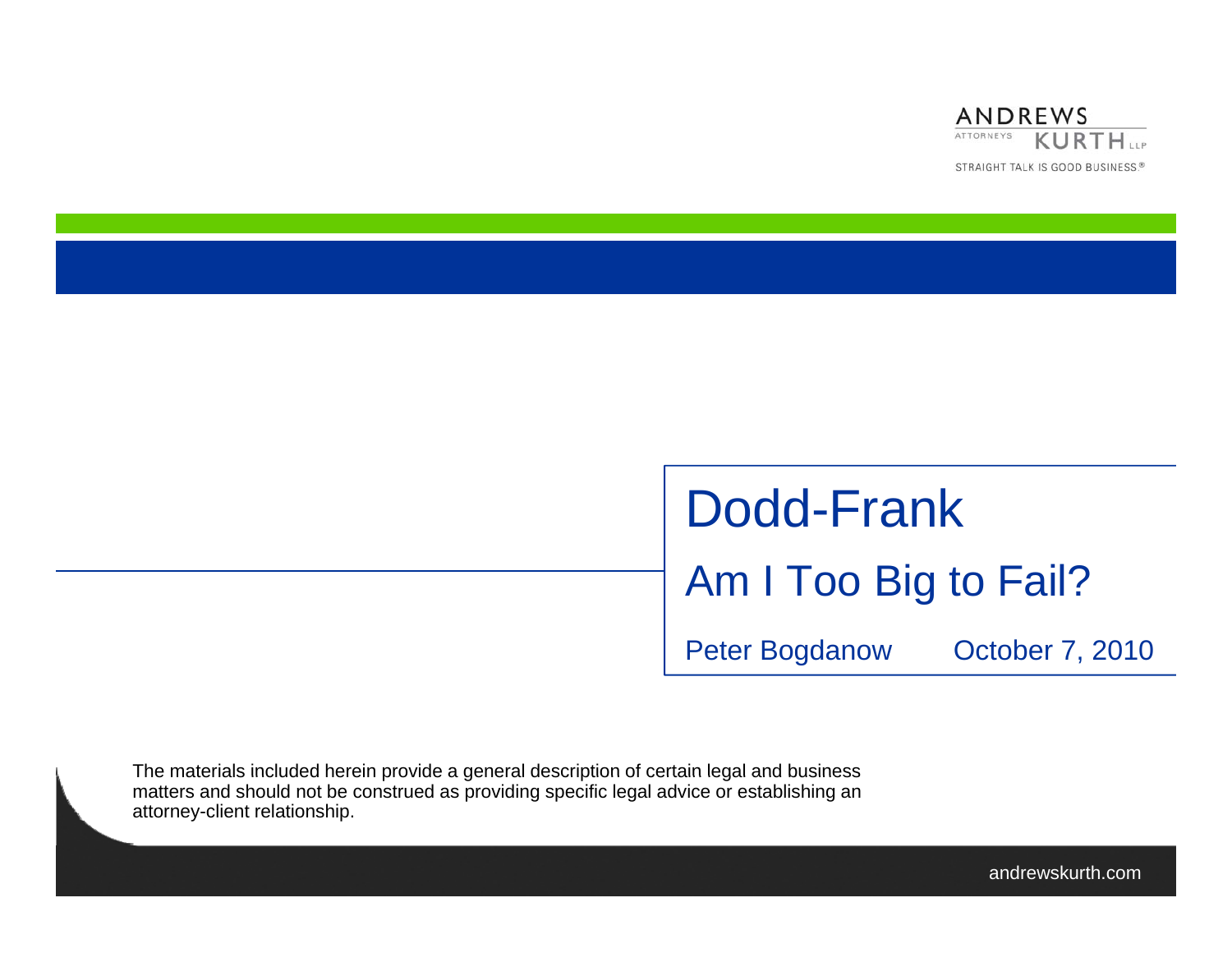ANDREWS KURTH LLP

ATTORNEYS

STRAIGHT TALK IS GOOD BUSINESS®

# Dodd-Frank

## Am I Too Big to Fail?

Peter Bogdanow October 7, 2010

The materials included herein provide a general description of certain legal and business matters and should not be construed as providing specific legal advice or establishing an attorney-client relationship.

andrewskurth.com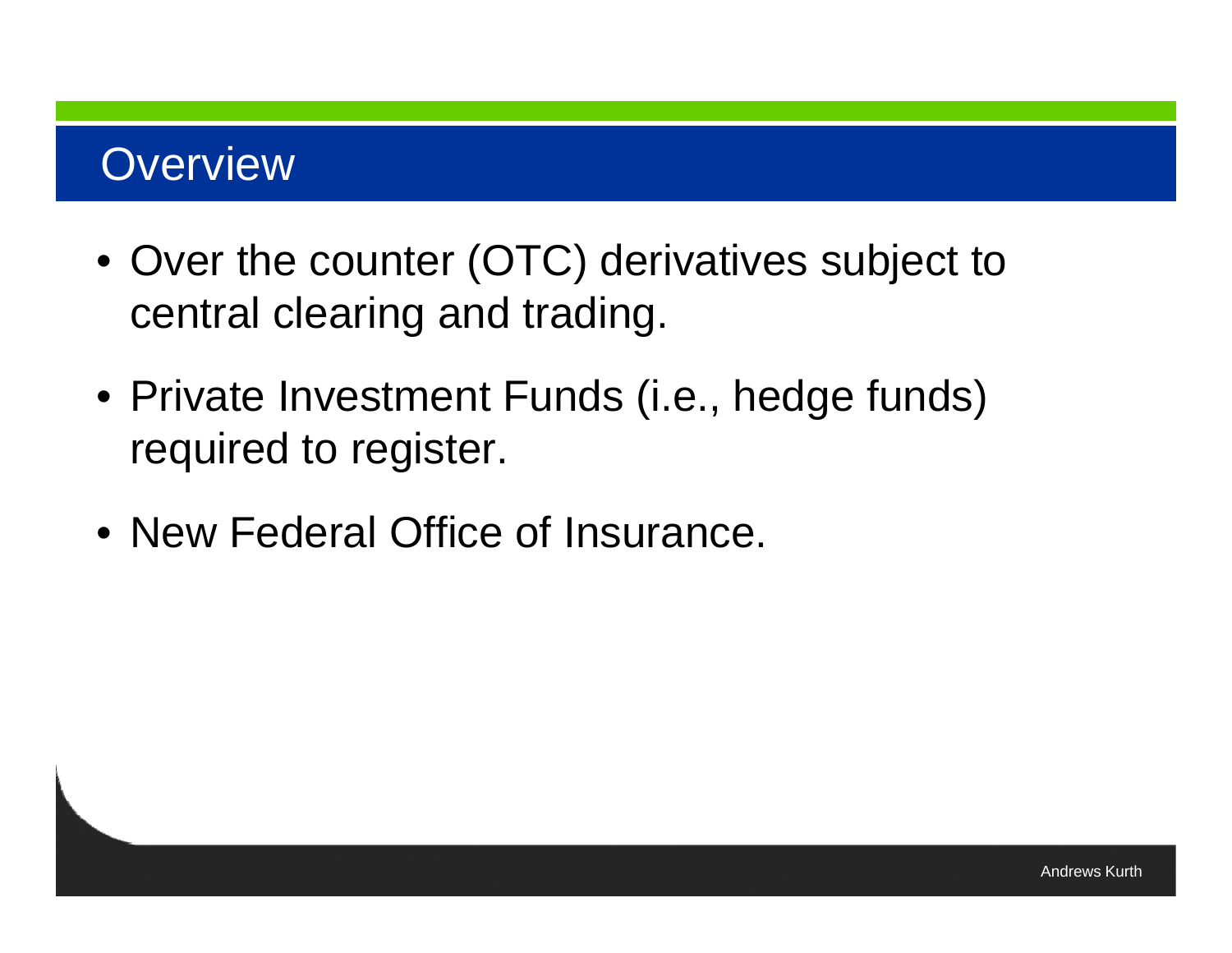# Overview

- Over the counter (OTC) derivatives subject to central clearing and trading.
- Private Investment Funds (i.e., hedge funds) required to register.
- New Federal Office of Insurance.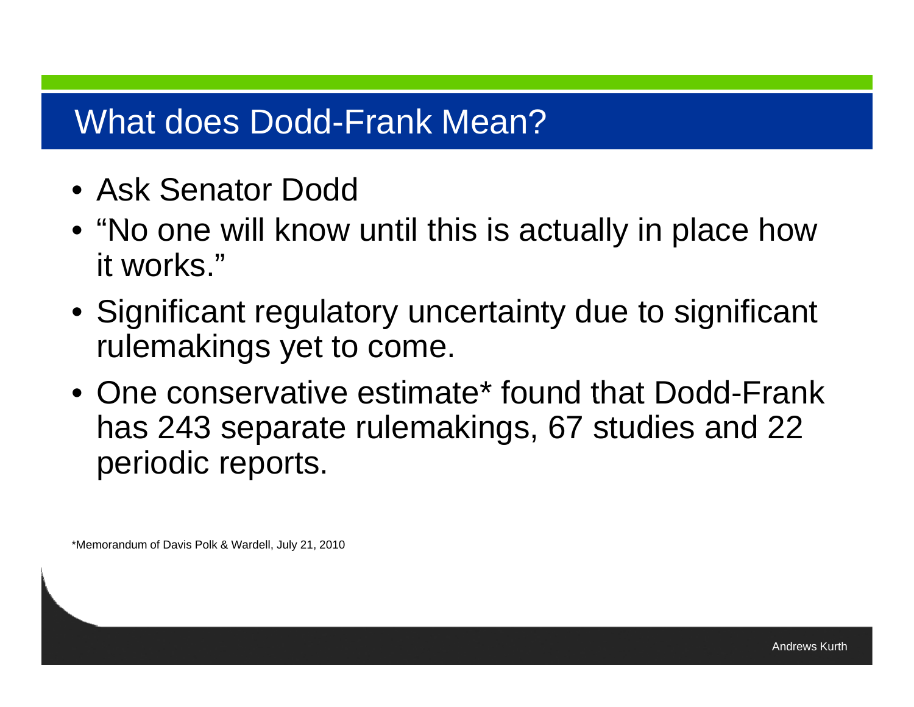# What does Dodd-Frank Mean?

- Ask Senator Dodd
- "No one will know until this is actually in place how it works."
- Significant regulatory uncertainty due to significant rulemakings yet to come.
- One conservative estimate* found that Dodd-Frank has 243 separate rulemakings, 67 studies and 22 periodic reports.

*Memorandum of Davis Polk & Wardell, July 21, 2010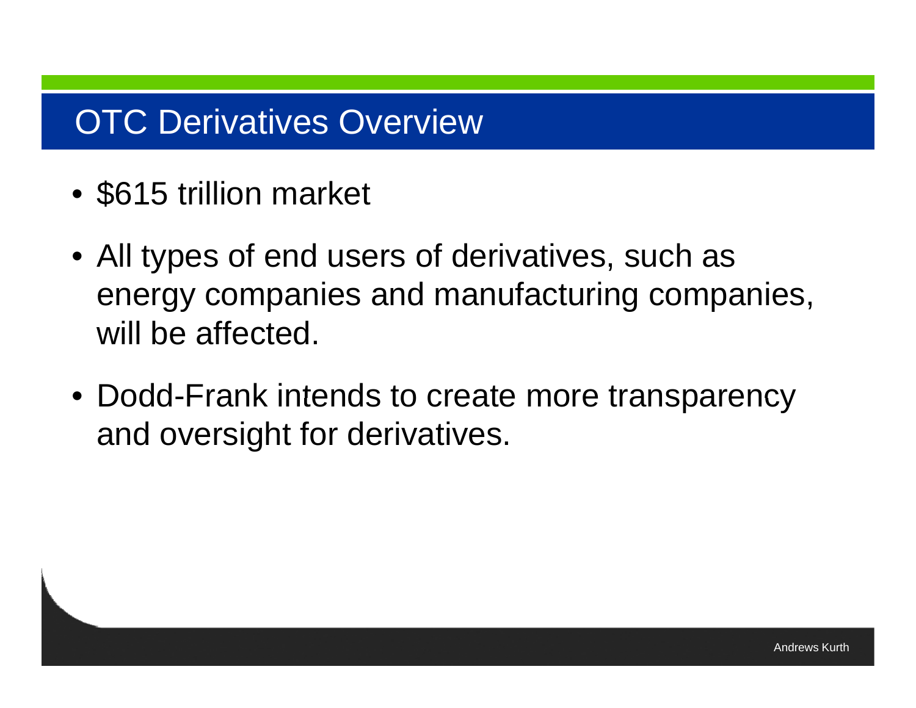# OTC Derivatives Overview

- $615 trillion market
- All types of end users of derivatives, such as energy companies and manufacturing companies, will be affected.
- Dodd-Frank intends to create more transparency and oversight for derivatives.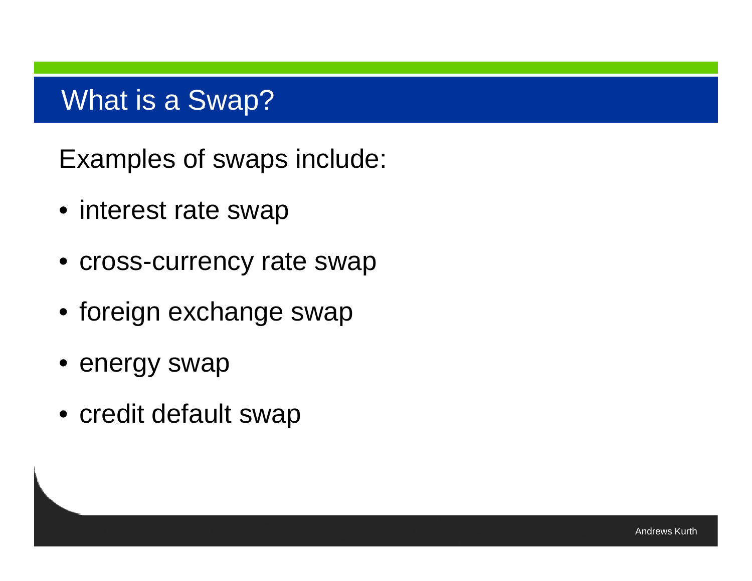# What is a Swap?

Examples of swaps include:

- interest rate swap
- cross-currency rate swap
- foreign exchange swap
- energy swap
- credit default swap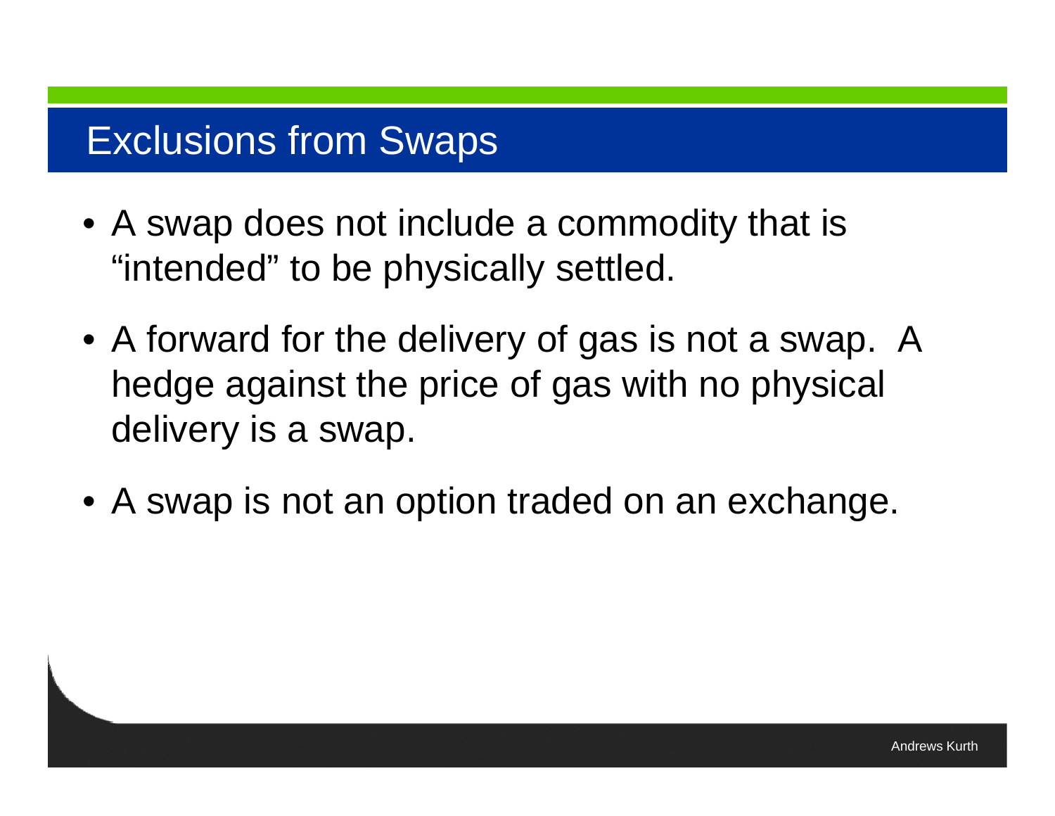# Exclusions from Swaps

- A swap does not include a commodity that is "intended" to be physically settled.
- A forward for the delivery of gas is not a swap. A hedge against the price of gas with no physical delivery is a swap.
- A swap is not an option traded on an exchange.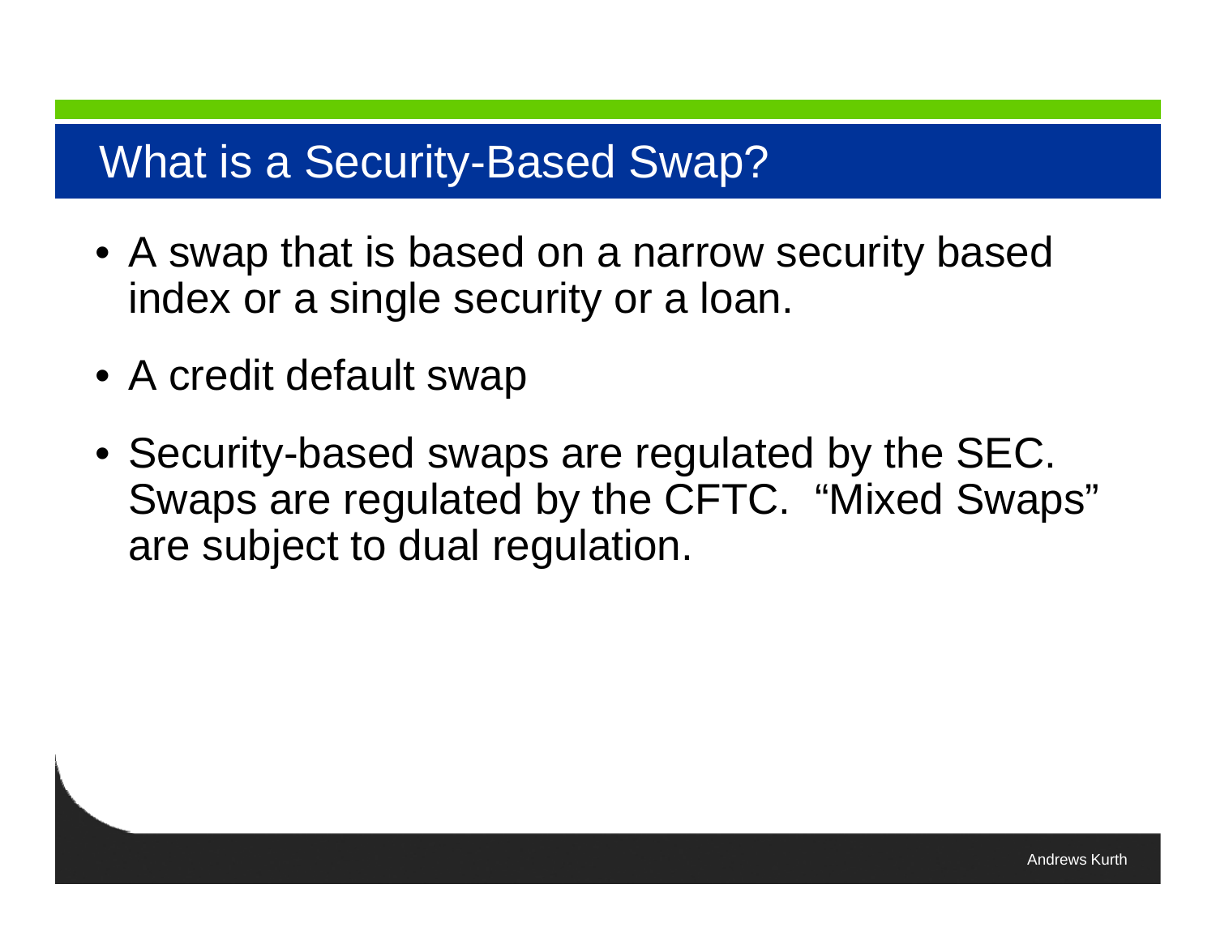# What is a Security-Based Swap?

- A swap that is based on a narrow security based index or a single security or a loan.
- A credit default swap
- Security-based swaps are regulated by the SEC. Swaps are regulated by the CFTC. “Mixed Swaps” are subject to dual regulation.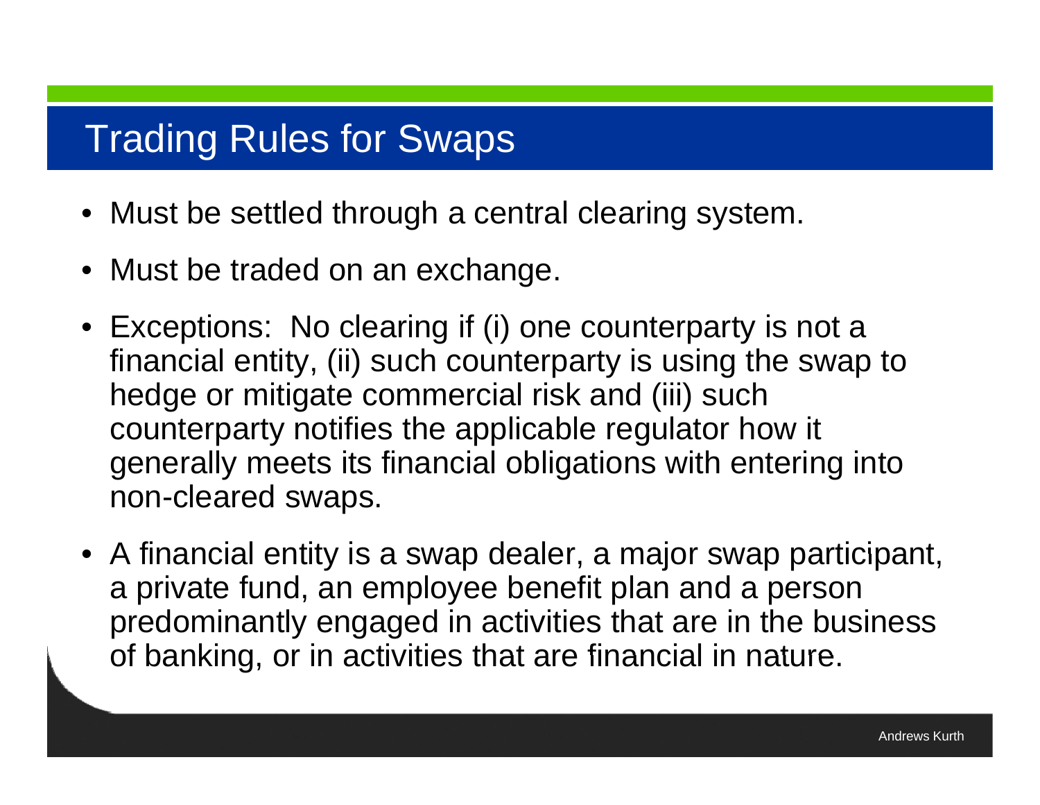# Trading Rules for Swaps

- Must be settled through a central clearing system.
- Must be traded on an exchange.
- Exceptions: No clearing if (i) one counterparty is not a financial entity, (ii) such counterparty is using the swap to hedge or mitigate commercial risk and (iii) such counterparty notifies the applicable regulator how it generally meets its financial obligations with entering into non-cleared swaps.
- A financial entity is a swap dealer, a major swap participant, a private fund, an employee benefit plan and a person predominantly engaged in activities that are in the business of banking, or in activities that are financial in nature.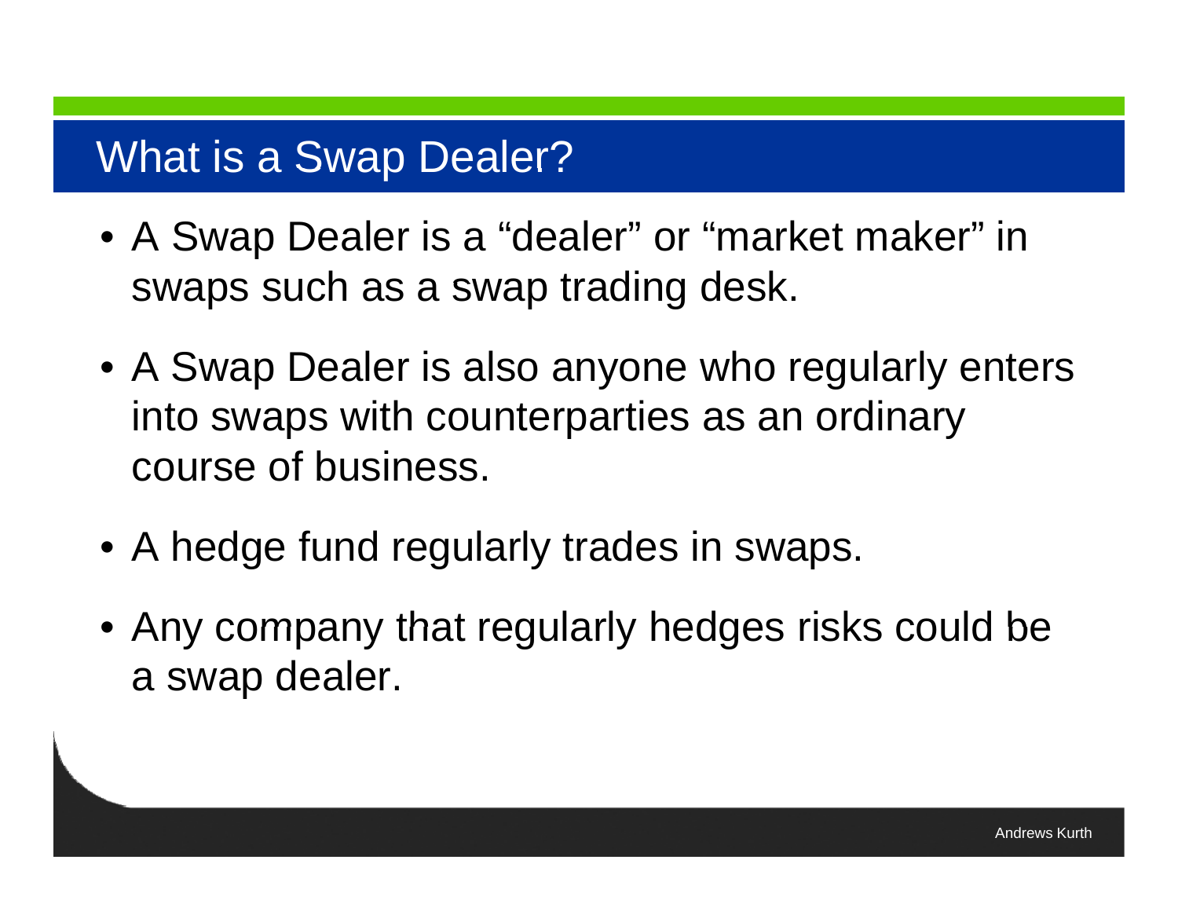# What is a Swap Dealer?

- A Swap Dealer is a “dealer” or “market maker” in swaps such as a swap trading desk.
- A Swap Dealer is also anyone who regularly enters into swaps with counterparties as an ordinary course of business.
- A hedge fund regularly trades in swaps.
- Any company that regularly hedges risks could be a swap dealer.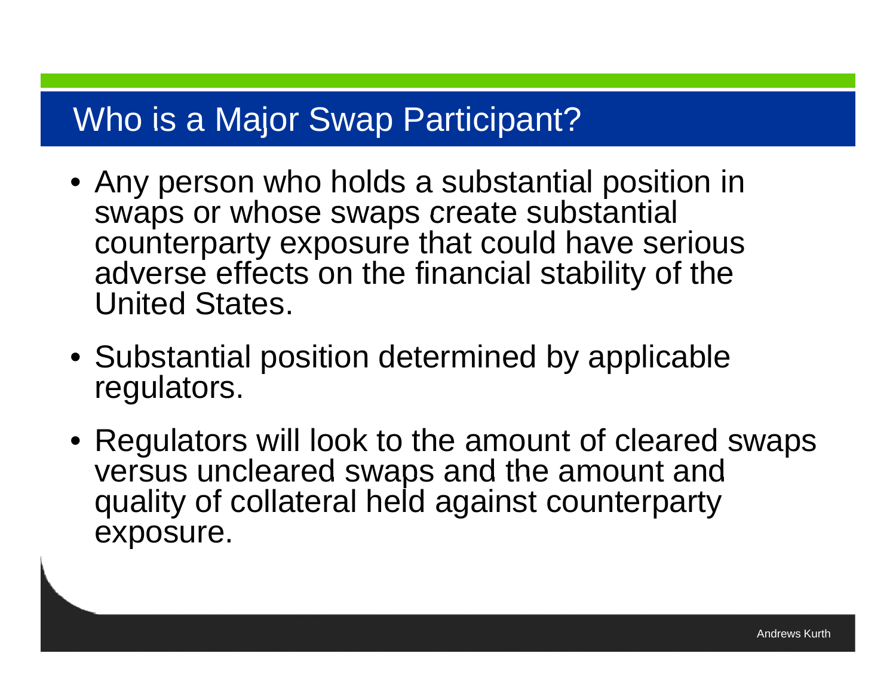# Who is a Major Swap Participant?

- Any person who holds a substantial position in swaps or whose swaps create substantial counterparty exposure that could have serious adverse effects on the financial stability of the United States.
- Substantial position determined by applicable regulators.
- Regulators will look to the amount of cleared swaps versus uncleared swaps and the amount and quality of collateral held against counterparty exposure.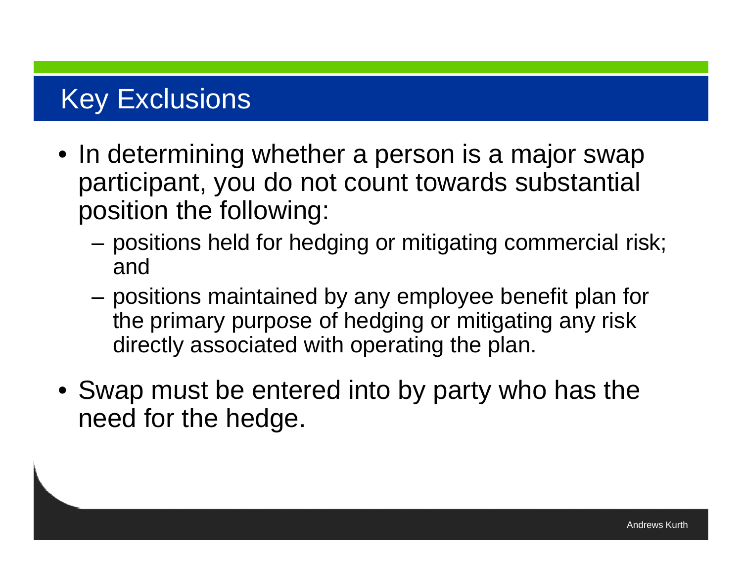# Key Exclusions

- In determining whether a person is a major swap participant, you do not count towards substantial position the following:
  - positions held for hedging or mitigating commercial risk; and
  - positions maintained by any employee benefit plan for the primary purpose of hedging or mitigating any risk directly associated with operating the plan.
- Swap must be entered into by party who has the need for the hedge.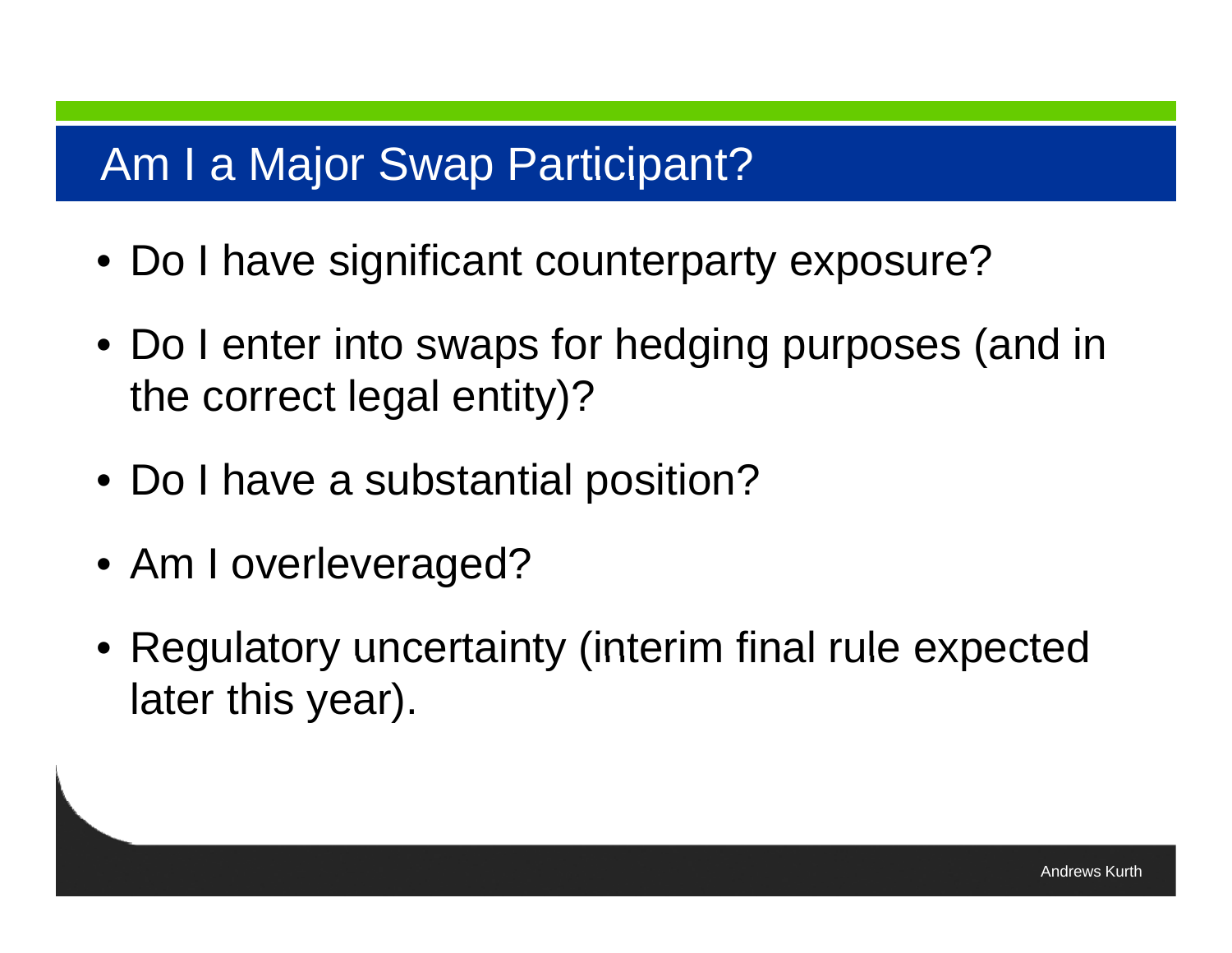# Am I a Major Swap Participant?

- Do I have significant counterparty exposure?
- Do I enter into swaps for hedging purposes (and in the correct legal entity)?
- Do I have a substantial position?
- Am I overleveraged?
- Regulatory uncertainty (interim final rule expected later this year).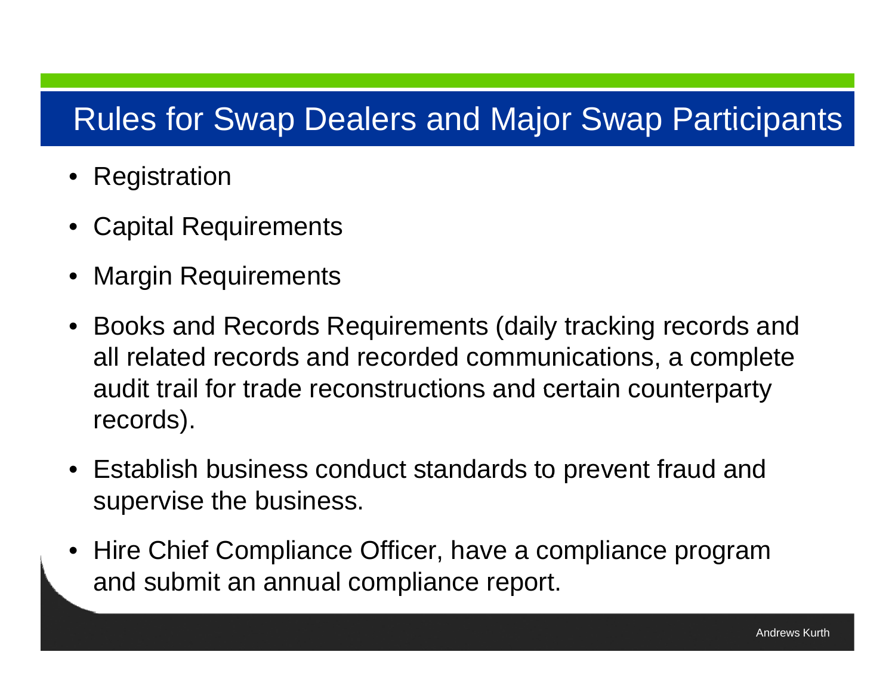# Rules for Swap Dealers and Major Swap Participants

- Registration
- Capital Requirements
- Margin Requirements
- Books and Records Requirements (daily tracking records and all related records and recorded communications, a complete audit trail for trade reconstructions and certain counterparty records).
- Establish business conduct standards to prevent fraud and supervise the business.
- Hire Chief Compliance Officer, have a compliance program and submit an annual compliance report.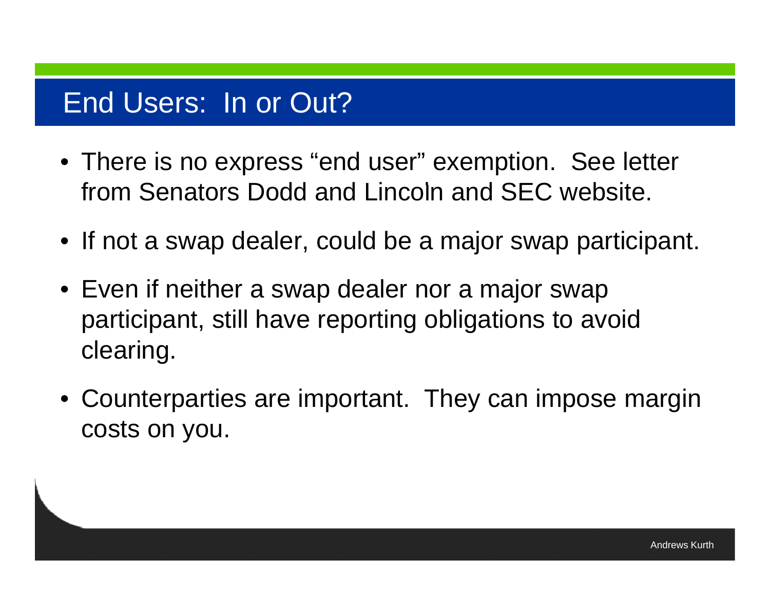# End Users: In or Out?

- There is no express “end user” exemption. See letter from Senators Dodd and Lincoln and SEC website.
- If not a swap dealer, could be a major swap participant.
- Even if neither a swap dealer nor a major swap participant, still have reporting obligations to avoid clearing.
- Counterparties are important. They can impose margin costs on you.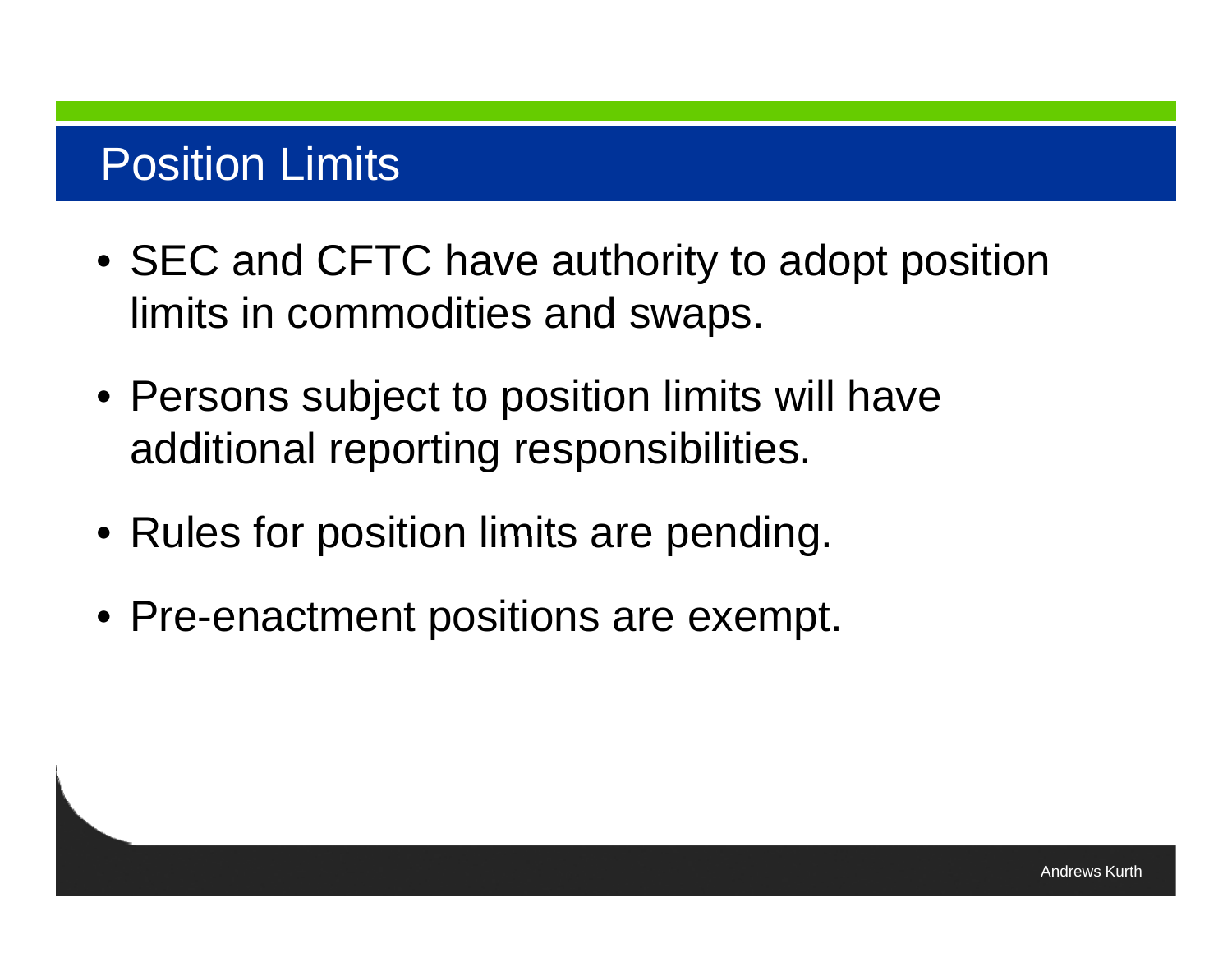# Position Limits

- SEC and CFTC have authority to adopt position limits in commodities and swaps.
- Persons subject to position limits will have additional reporting responsibilities.
- Rules for position limits are pending.
- Pre-enactment positions are exempt.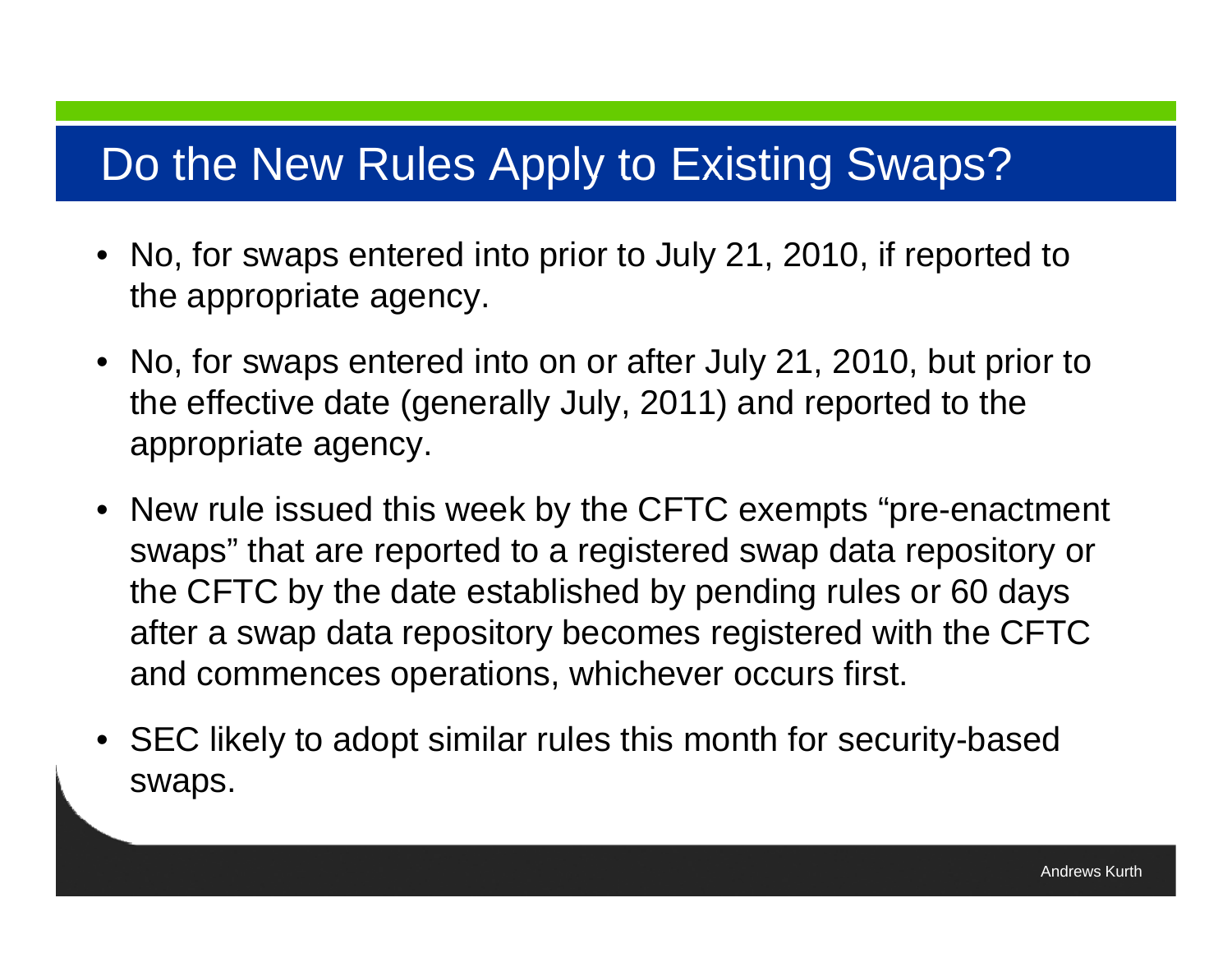# Do the New Rules Apply to Existing Swaps?

- No, for swaps entered into prior to July 21, 2010, if reported to the appropriate agency.
- No, for swaps entered into on or after July 21, 2010, but prior to the effective date (generally July, 2011) and reported to the appropriate agency.
- New rule issued this week by the CFTC exempts "pre-enactment swaps" that are reported to a registered swap data repository or the CFTC by the date established by pending rules or 60 days after a swap data repository becomes registered with the CFTC and commences operations, whichever occurs first.
- SEC likely to adopt similar rules this month for security-based swaps.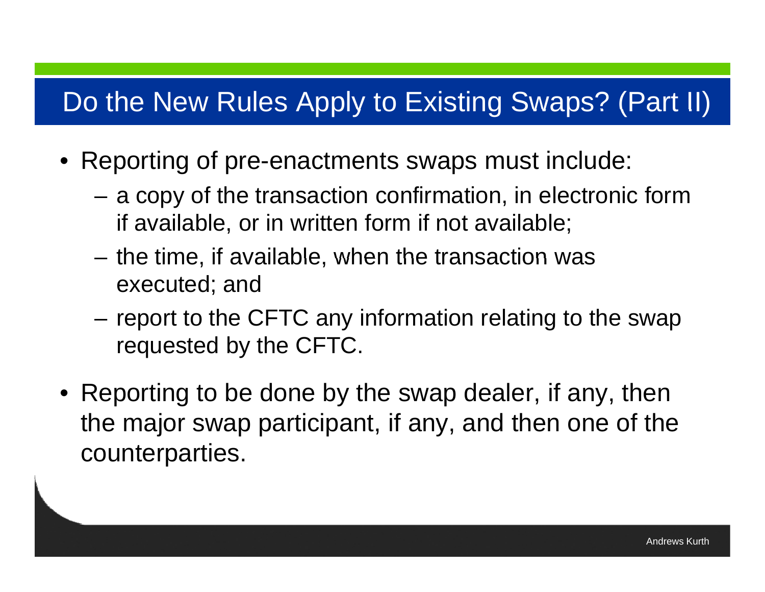# Do the New Rules Apply to Existing Swaps? (Part II)

- Reporting of pre-enactments swaps must include:
  - a copy of the transaction confirmation, in electronic form if available, or in written form if not available;
  - the time, if available, when the transaction was executed; and
  - report to the CFTC any information relating to the swap requested by the CFTC.
- Reporting to be done by the swap dealer, if any, then the major swap participant, if any, and then one of the counterparties.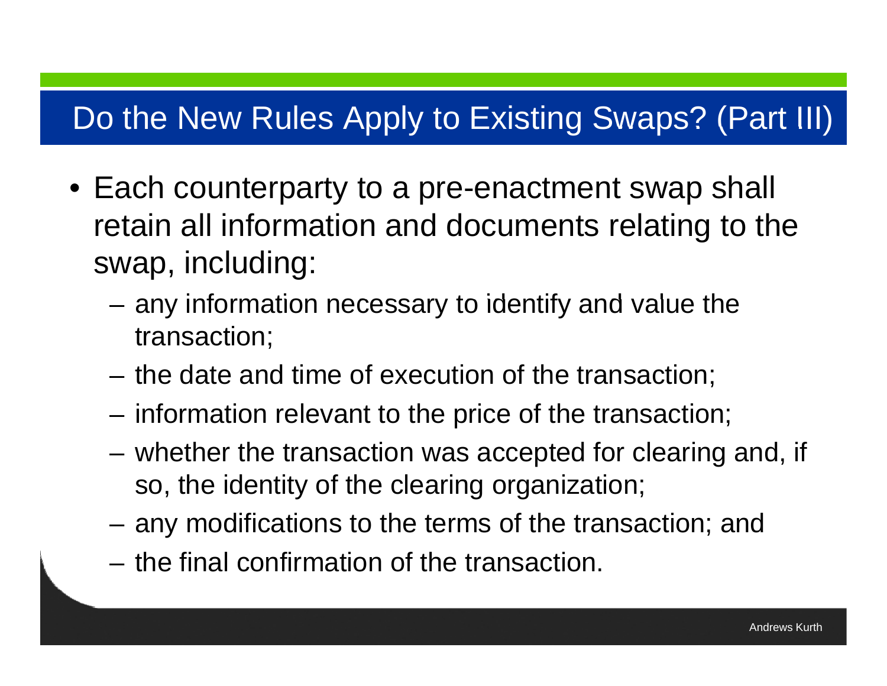# Do the New Rules Apply to Existing Swaps? (Part III)

- Each counterparty to a pre-enactment swap shall retain all information and documents relating to the swap, including:
  - any information necessary to identify and value the transaction;
  - the date and time of execution of the transaction;
  - information relevant to the price of the transaction;
  - whether the transaction was accepted for clearing and, if so, the identity of the clearing organization;
  - any modifications to the terms of the transaction; and
  - the final confirmation of the transaction.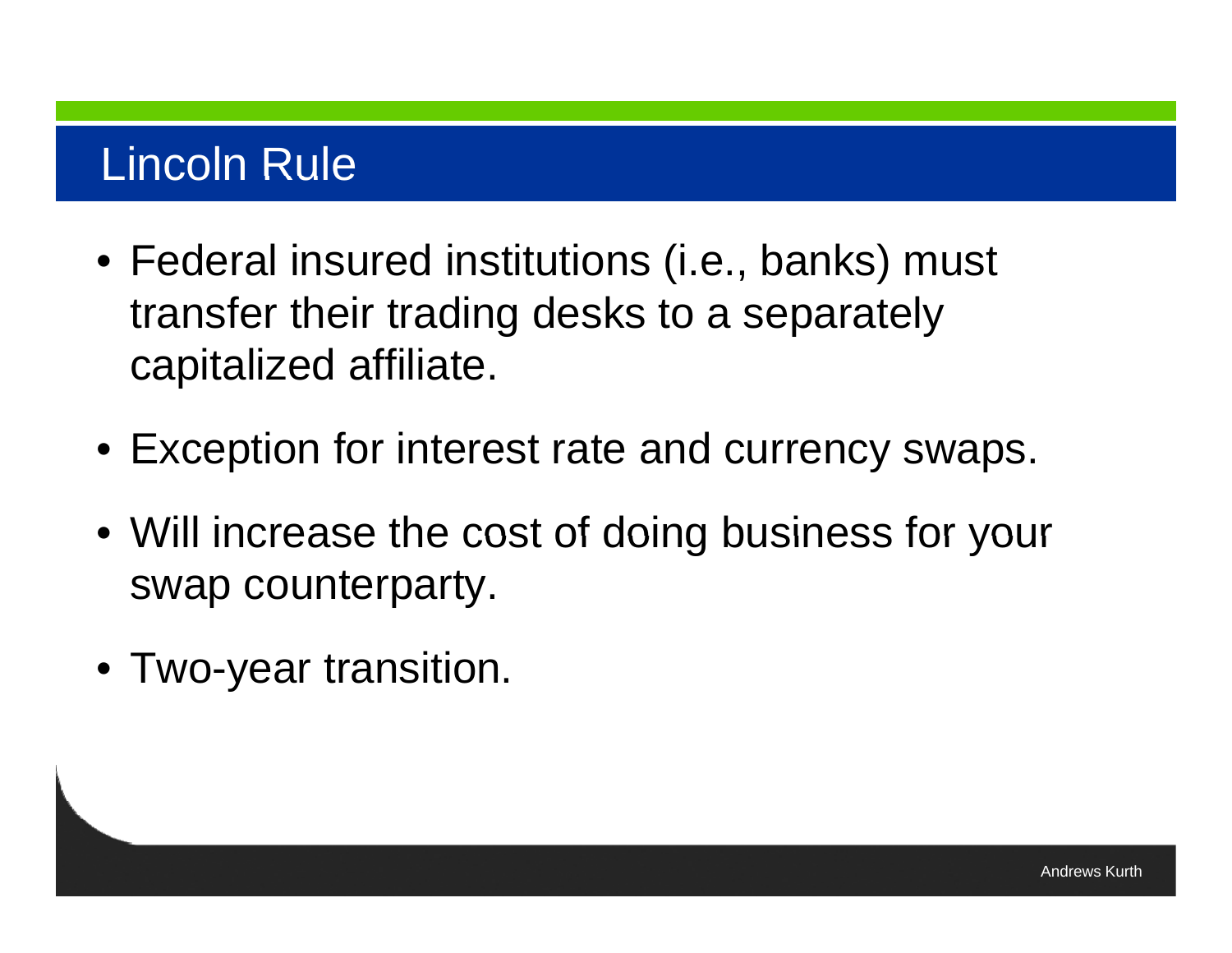# Lincoln Rule

- Federal insured institutions (i.e., banks) must transfer their trading desks to a separately capitalized affiliate.
- Exception for interest rate and currency swaps.
- Will increase the cost of doing business for your swap counterparty.
- Two-year transition.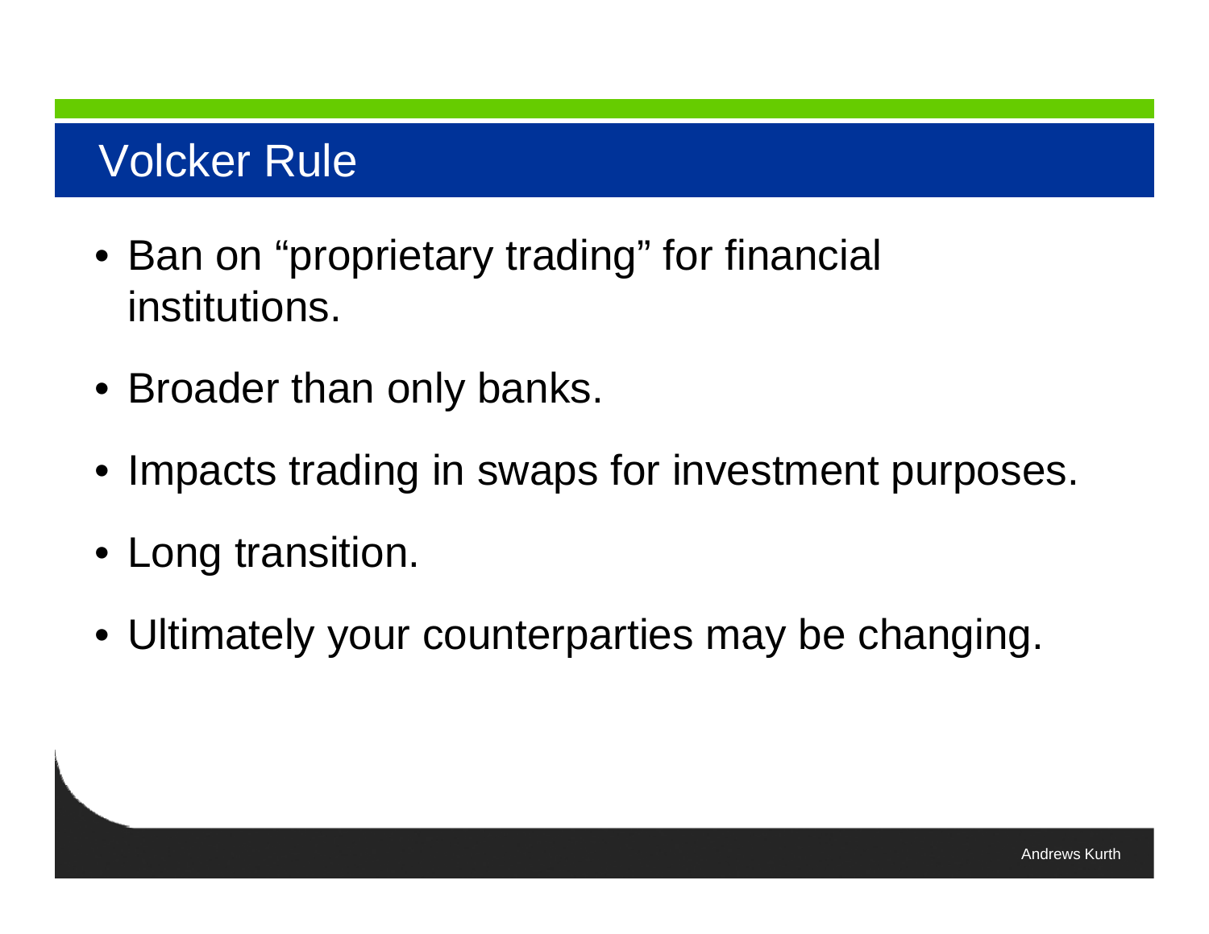# Volcker Rule

- Ban on "proprietary trading" for financial institutions.
- Broader than only banks.
- Impacts trading in swaps for investment purposes.
- Long transition.
- Ultimately your counterparties may be changing.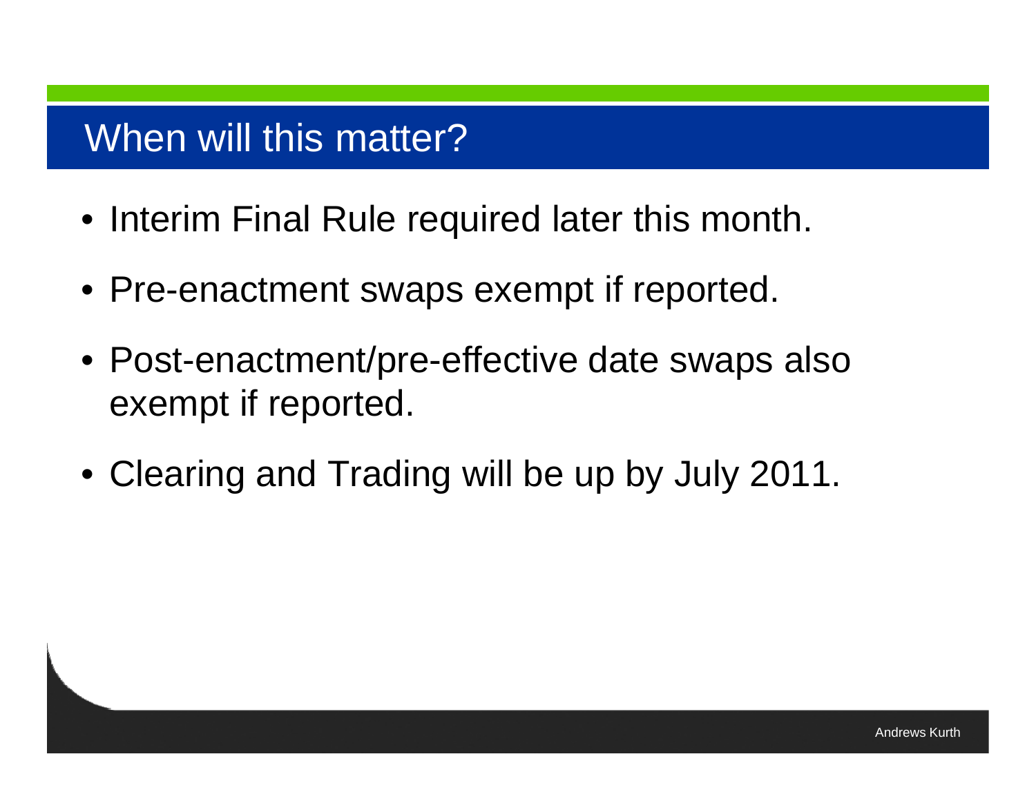# When will this matter?

- Interim Final Rule required later this month.
- Pre-enactment swaps exempt if reported.
- Post-enactment/pre-effective date swaps also exempt if reported.
- Clearing and Trading will be up by July 2011.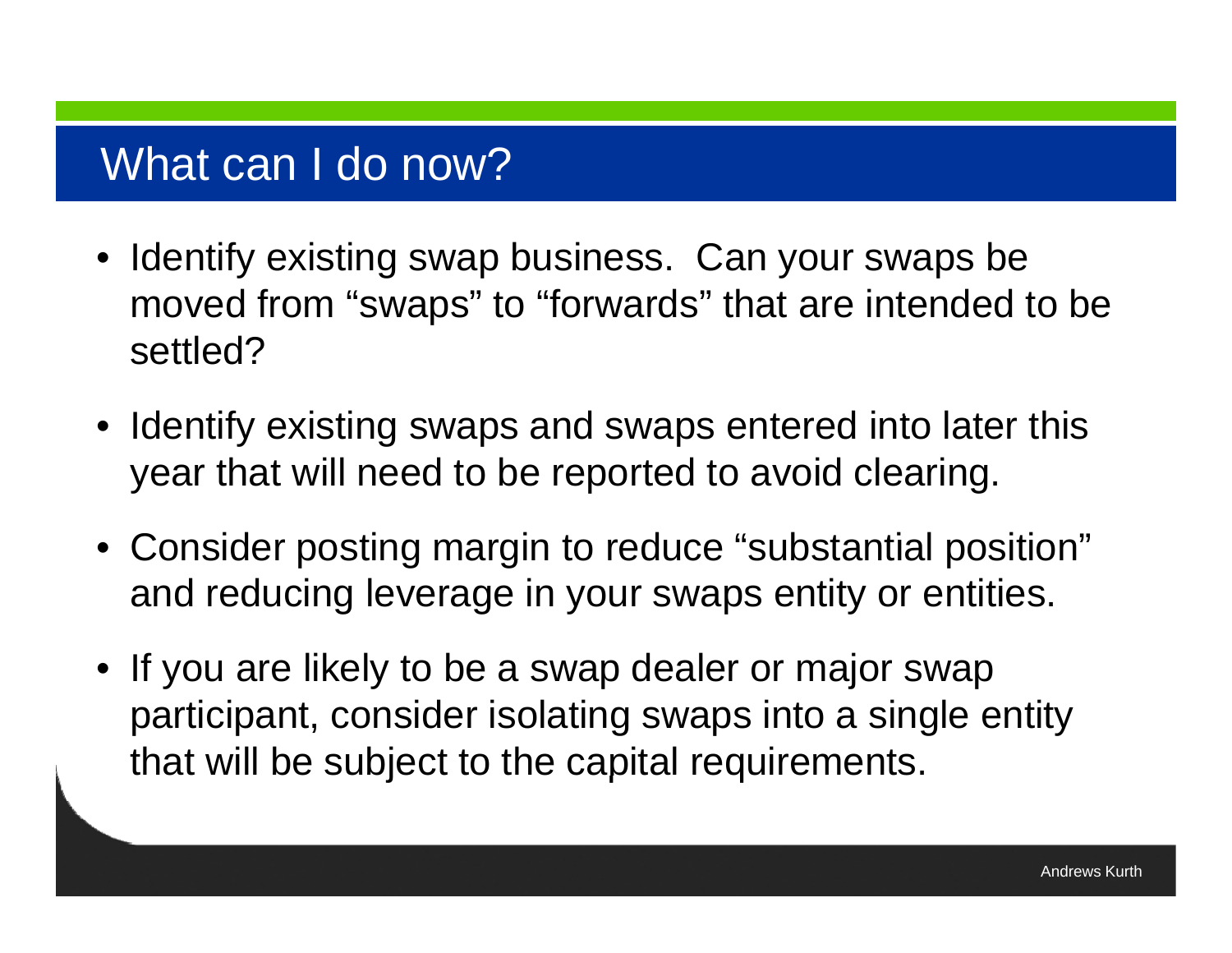# What can I do now?

- Identify existing swap business. Can your swaps be moved from “swaps” to “forwards” that are intended to be settled?
- Identify existing swaps and swaps entered into later this year that will need to be reported to avoid clearing.
- Consider posting margin to reduce “substantial position” and reducing leverage in your swaps entity or entities.
- If you are likely to be a swap dealer or major swap participant, consider isolating swaps into a single entity that will be subject to the capital requirements.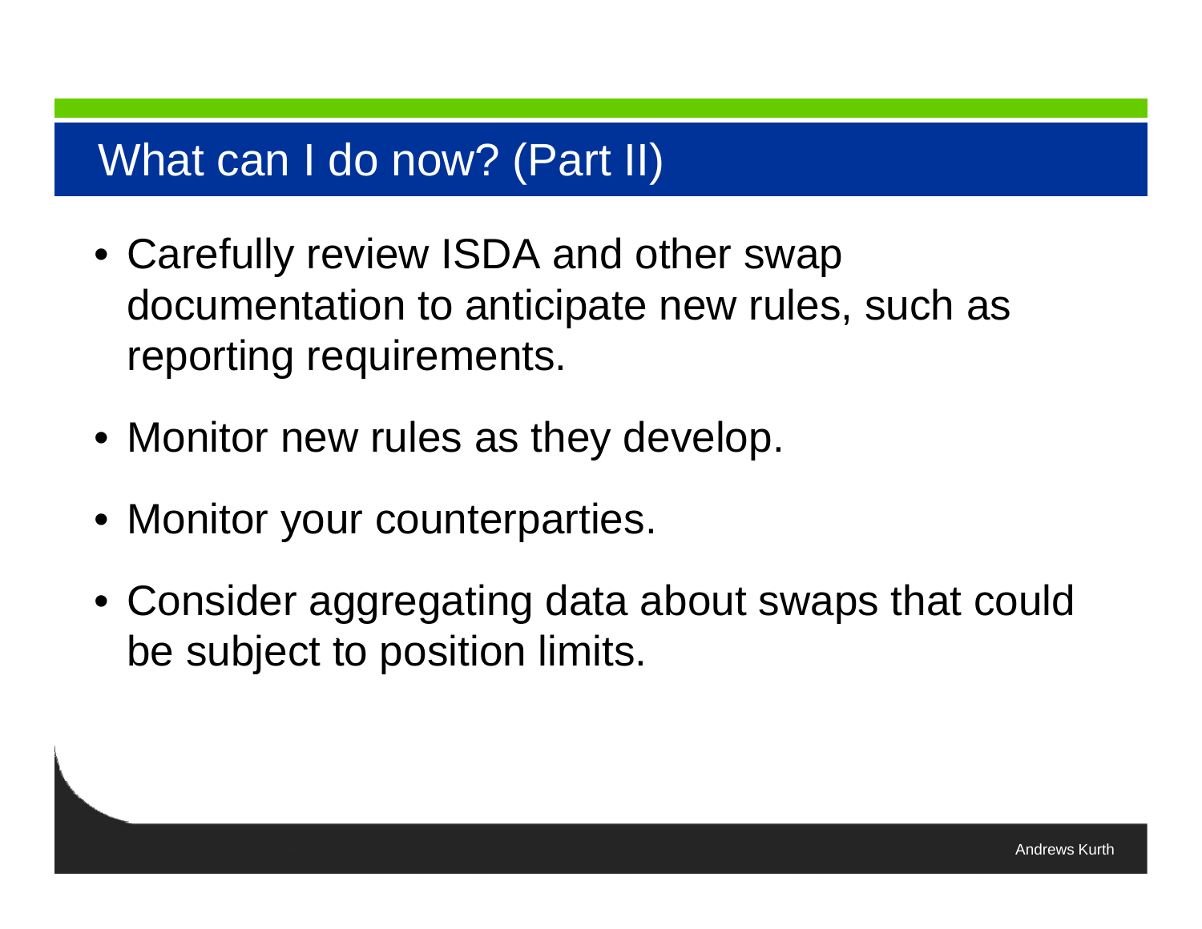# What can I do now? (Part II)

- Carefully review ISDA and other swap documentation to anticipate new rules, such as reporting requirements.
- Monitor new rules as they develop.
- Monitor your counterparties.
- Consider aggregating data about swaps that could be subject to position limits.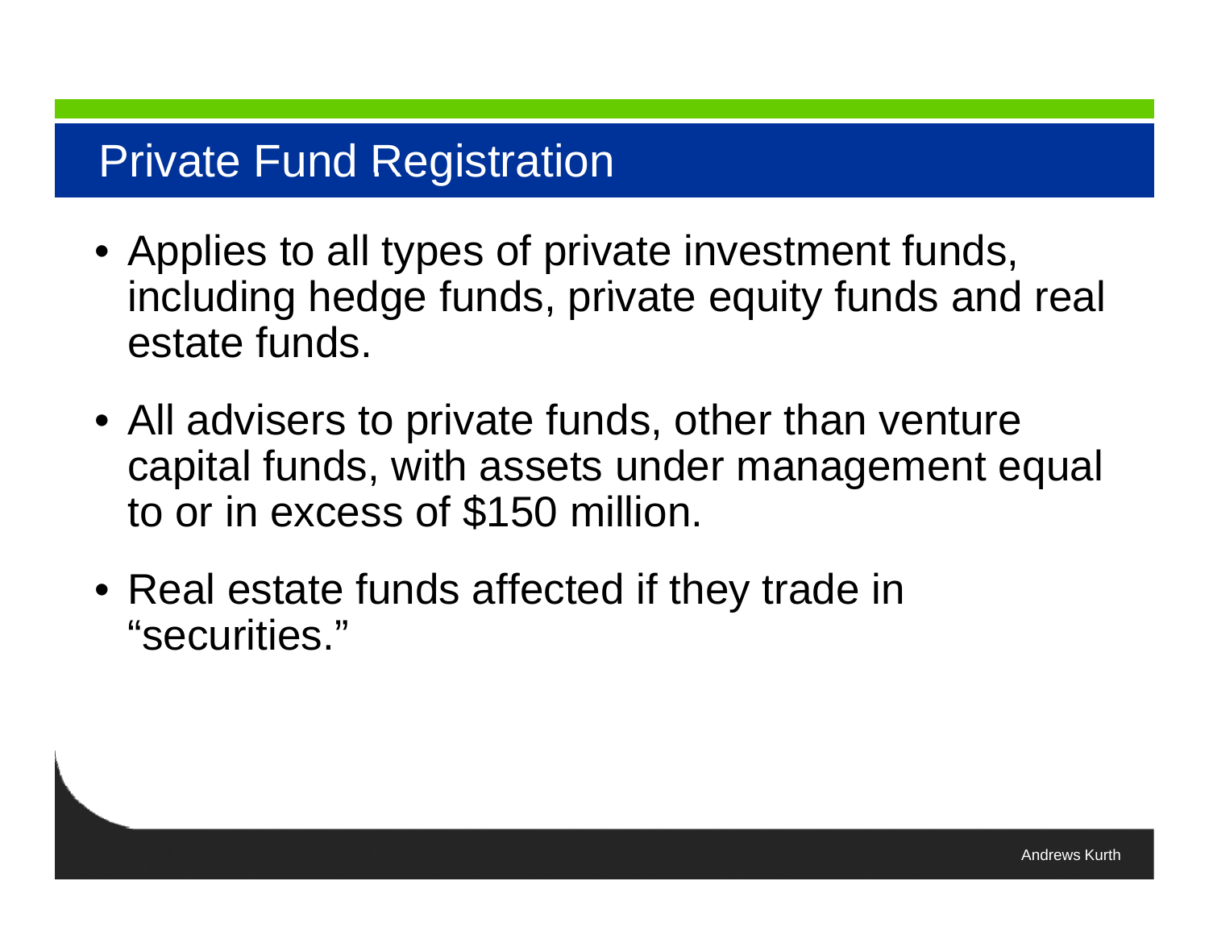# Private Fund Registration

- Applies to all types of private investment funds, including hedge funds, private equity funds and real estate funds.
- All advisers to private funds, other than venture capital funds, with assets under management equal to or in excess of $150 million.
- Real estate funds affected if they trade in "securities."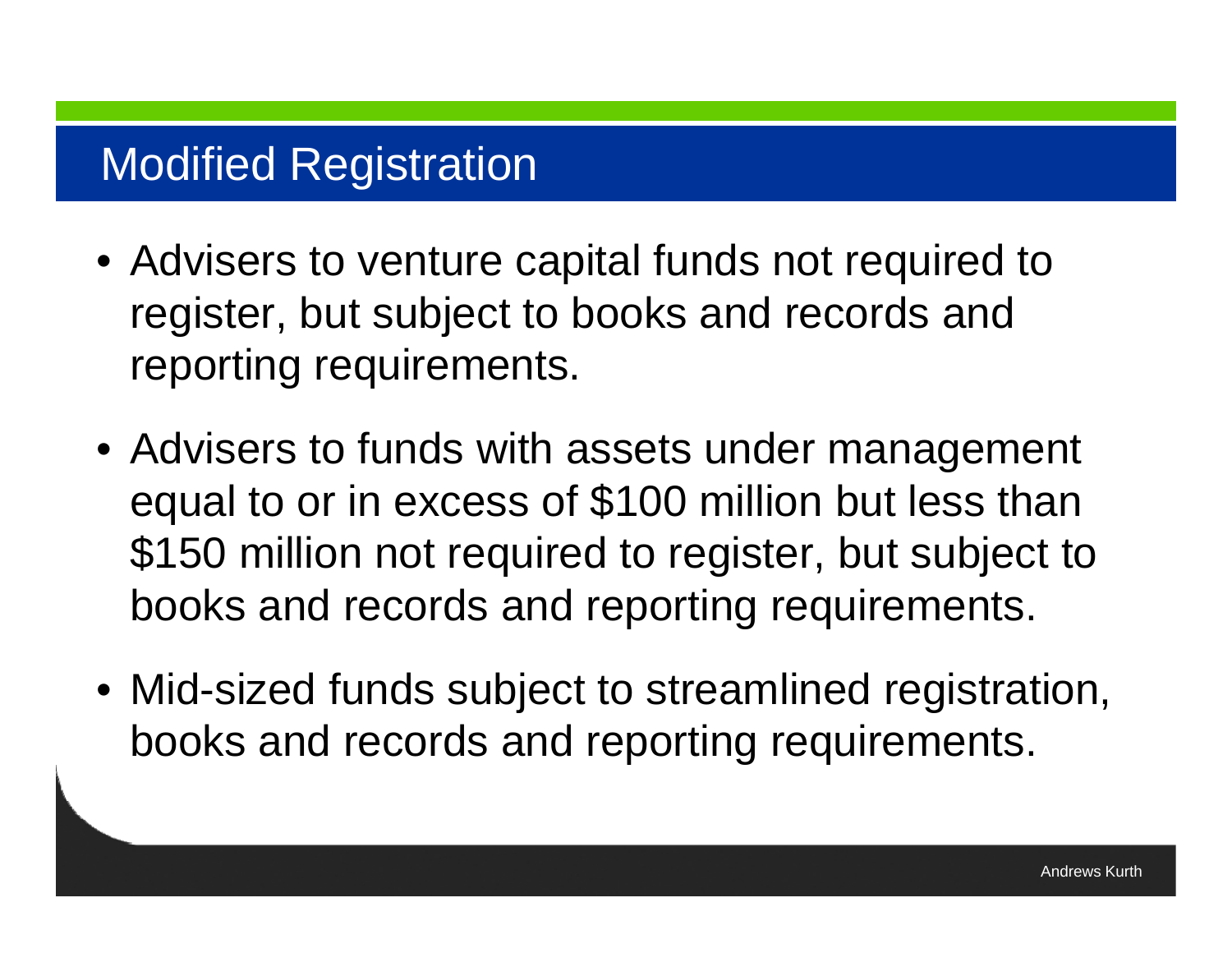# Modified Registration

- Advisers to venture capital funds not required to register, but subject to books and records and reporting requirements.
- Advisers to funds with assets under management equal to or in excess of $100 million but less than $150 million not required to register, but subject to books and records and reporting requirements.
- Mid-sized funds subject to streamlined registration, books and records and reporting requirements.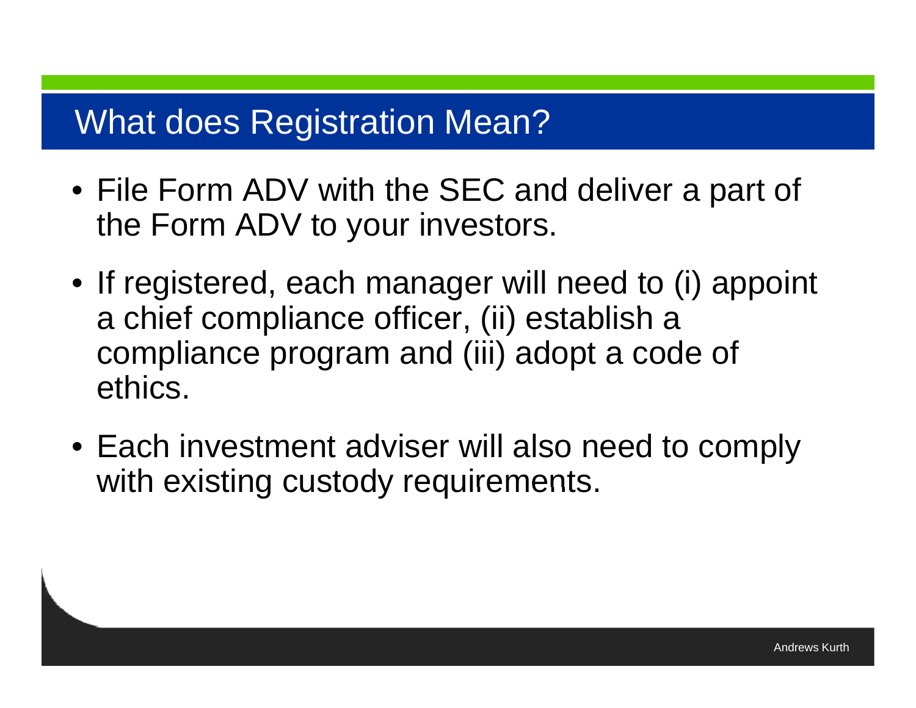# What does Registration Mean?

- File Form ADV with the SEC and deliver a part of the Form ADV to your investors.
- If registered, each manager will need to (i) appoint a chief compliance officer, (ii) establish a compliance program and (iii) adopt a code of ethics.
- Each investment adviser will also need to comply with existing custody requirements.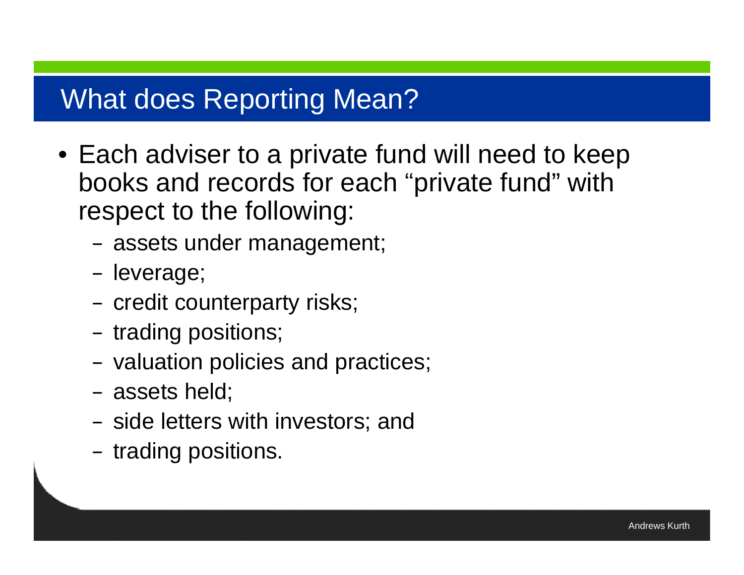# What does Reporting Mean?

- Each adviser to a private fund will need to keep books and records for each “private fund” with respect to the following:
  - assets under management;
  - leverage;
  - credit counterparty risks;
  - trading positions;
  - valuation policies and practices;
  - assets held;
  - side letters with investors; and
  - trading positions.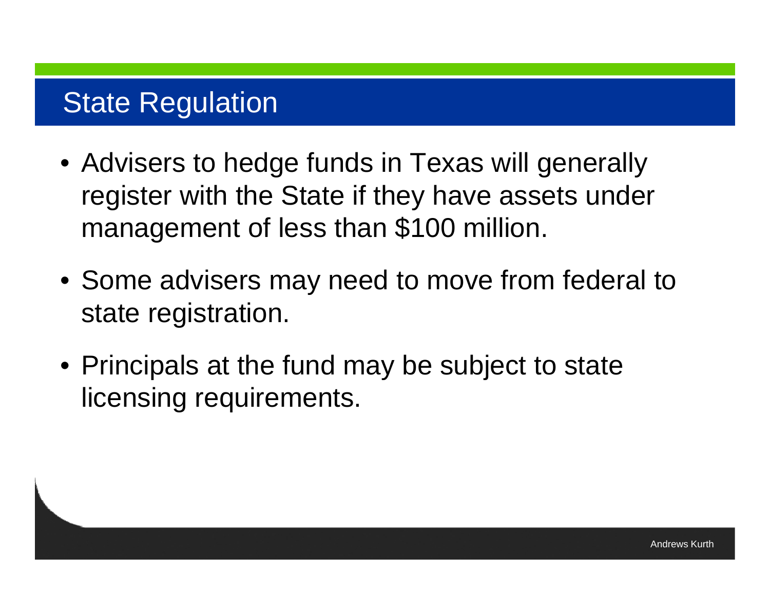# State Regulation

- Advisers to hedge funds in Texas will generally register with the State if they have assets under management of less than $100 million.
- Some advisers may need to move from federal to state registration.
- Principals at the fund may be subject to state licensing requirements.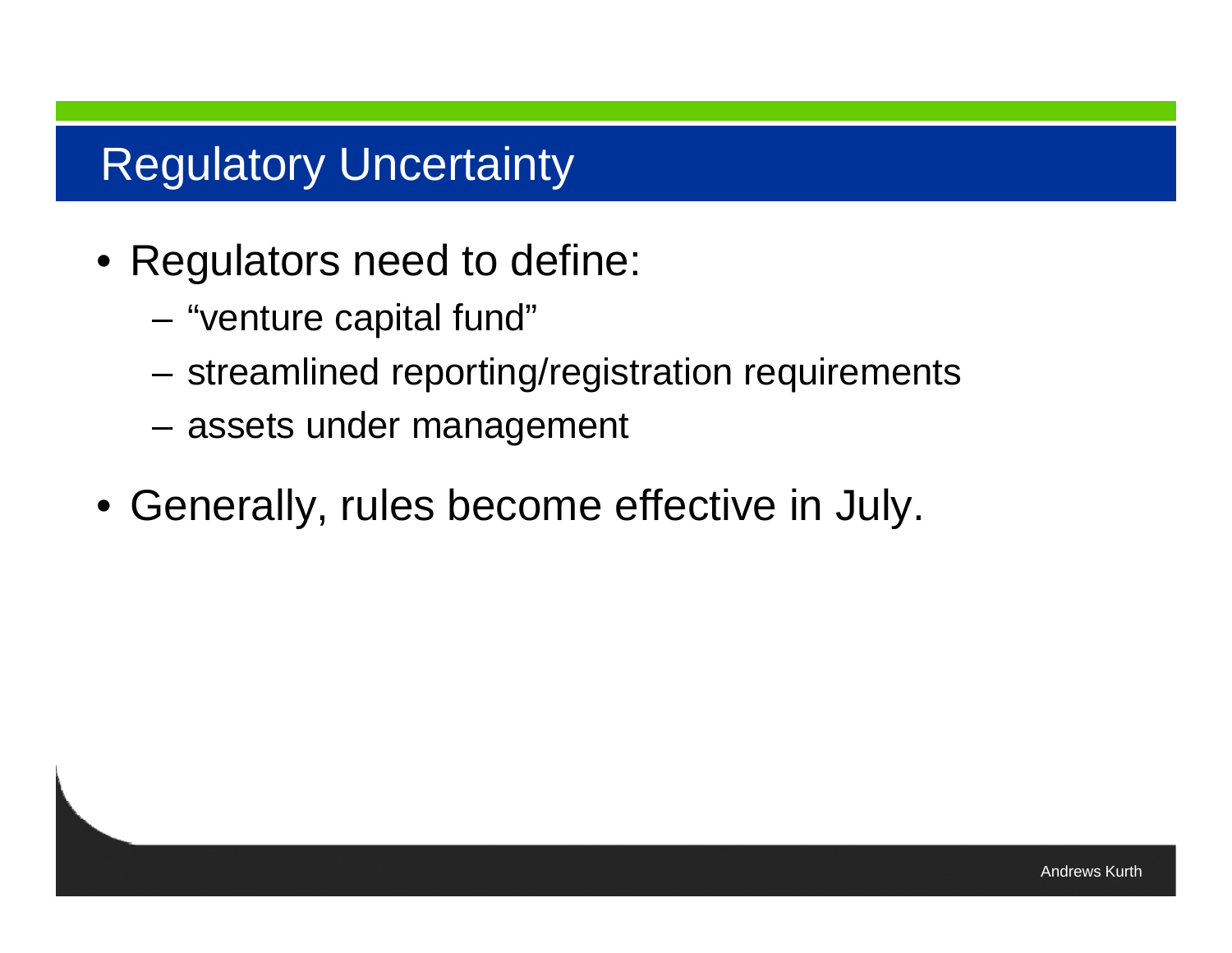# Regulatory Uncertainty

- Regulators need to define:
  - “venture capital fund”
  - streamlined reporting/registration requirements
  - assets under management
- Generally, rules become effective in July.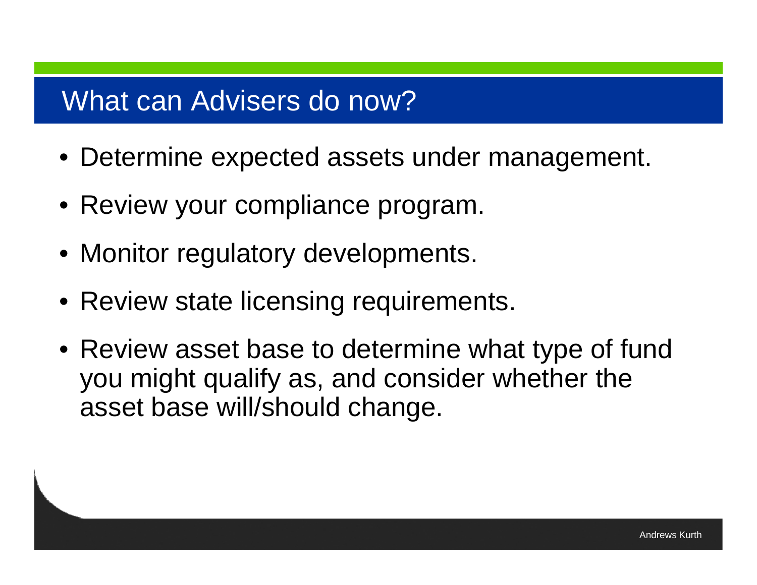# What can Advisers do now?

- Determine expected assets under management.
- Review your compliance program.
- Monitor regulatory developments.
- Review state licensing requirements.
- Review asset base to determine what type of fund you might qualify as, and consider whether the asset base will/should change.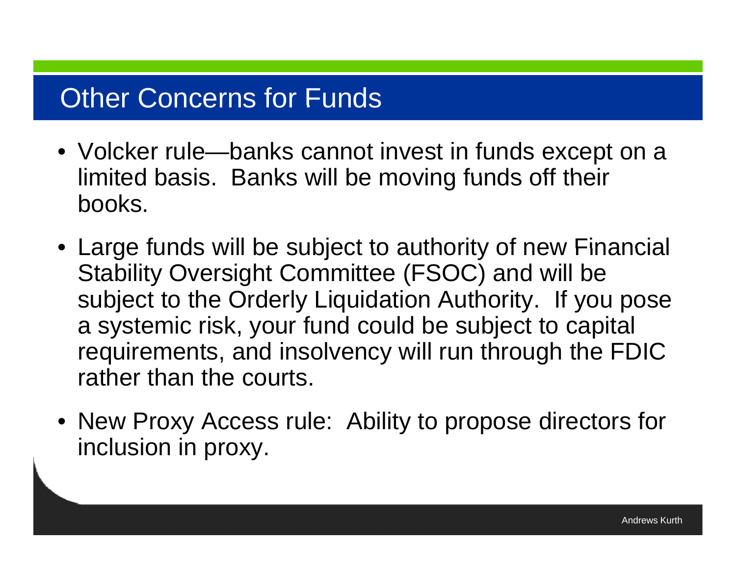# Other Concerns for Funds

- Volcker rule—banks cannot invest in funds except on a limited basis. Banks will be moving funds off their books.
- Large funds will be subject to authority of new Financial Stability Oversight Committee (FSOC) and will be subject to the Orderly Liquidation Authority. If you pose a systemic risk, your fund could be subject to capital requirements, and insolvency will run through the FDIC rather than the courts.
- New Proxy Access rule: Ability to propose directors for inclusion in proxy.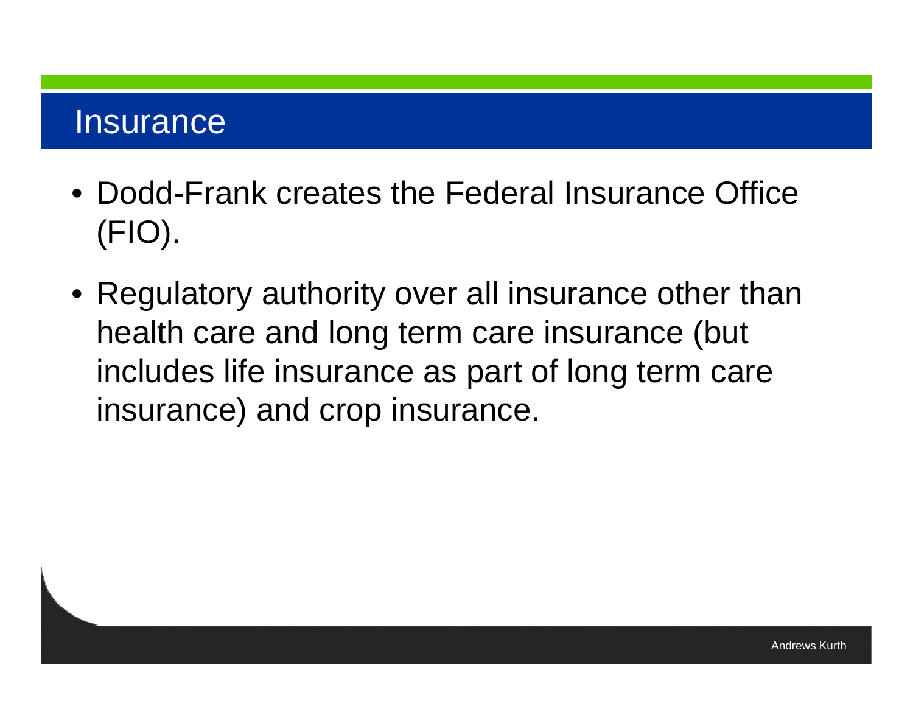# Insurance

- Dodd-Frank creates the Federal Insurance Office (FIO).
- Regulatory authority over all insurance other than health care and long term care insurance (but includes life insurance as part of long term care insurance) and crop insurance.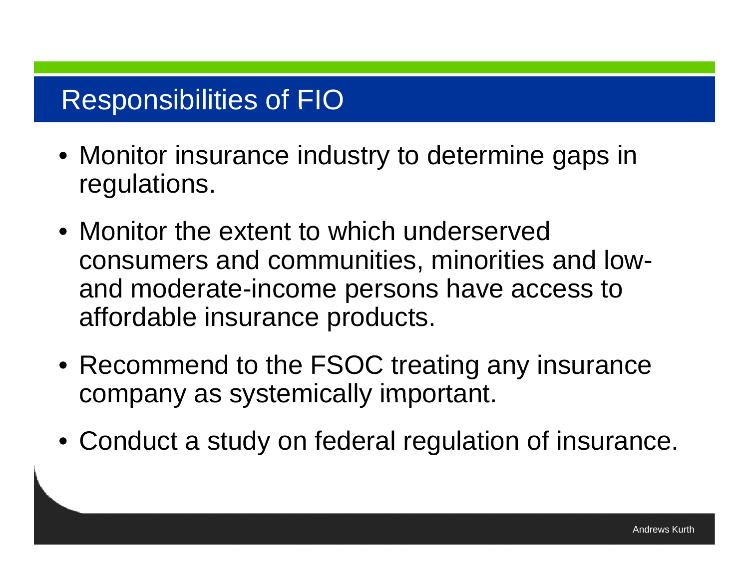# Responsibilities of FIO

- Monitor insurance industry to determine gaps in regulations.
- Monitor the extent to which underserved consumers and communities, minorities and low- and moderate-income persons have access to affordable insurance products.
- Recommend to the FSOC treating any insurance company as systemically important.
- Conduct a study on federal regulation of insurance.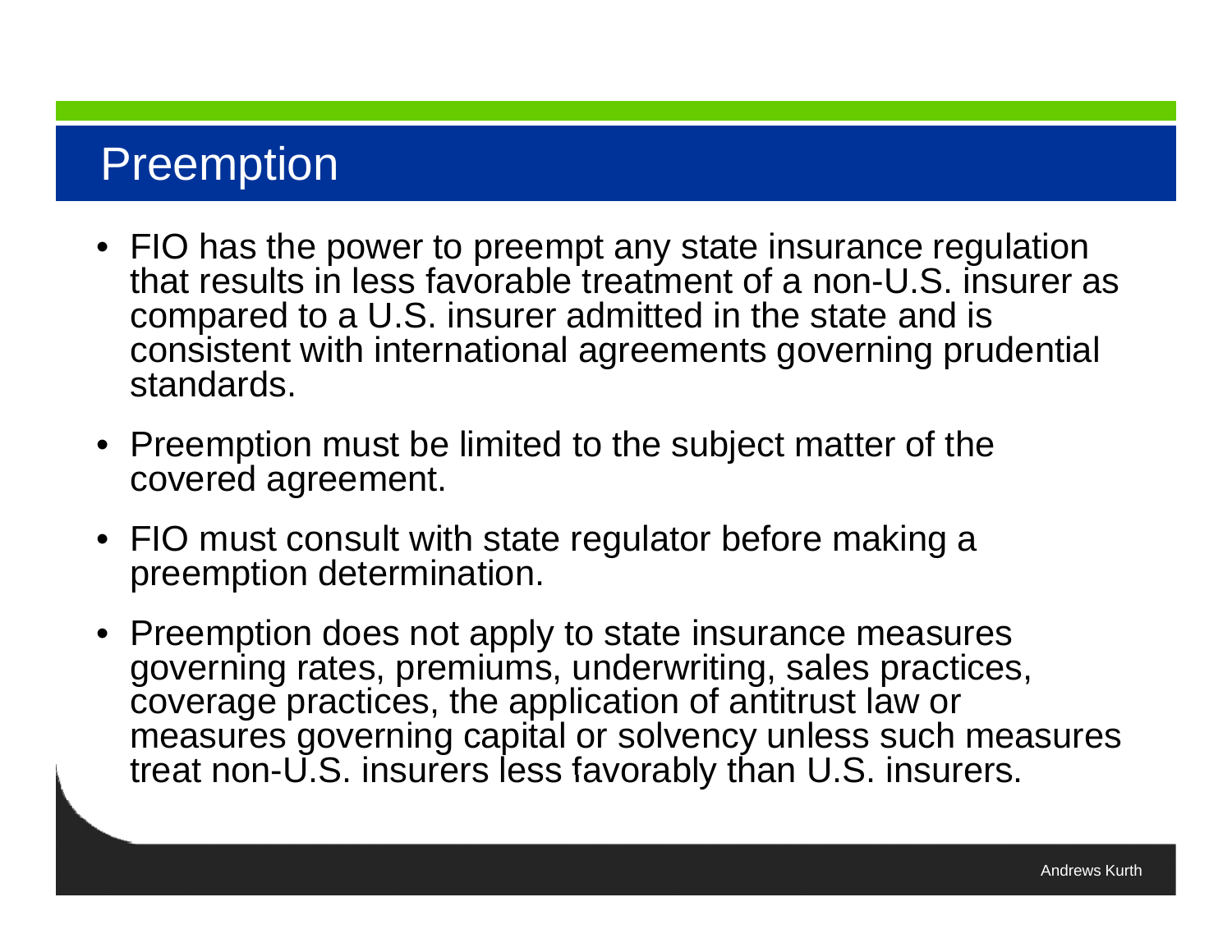# Preemption

- FIO has the power to preempt any state insurance regulation that results in less favorable treatment of a non-U.S. insurer as compared to a U.S. insurer admitted in the state and is consistent with international agreements governing prudential standards.
- Preemption must be limited to the subject matter of the covered agreement.
- FIO must consult with state regulator before making a preemption determination.
- Preemption does not apply to state insurance measures governing rates, premiums, underwriting, sales practices, coverage practices, the application of antitrust law or measures governing capital or solvency unless such measures treat non-U.S. insurers less favorably than U.S. insurers.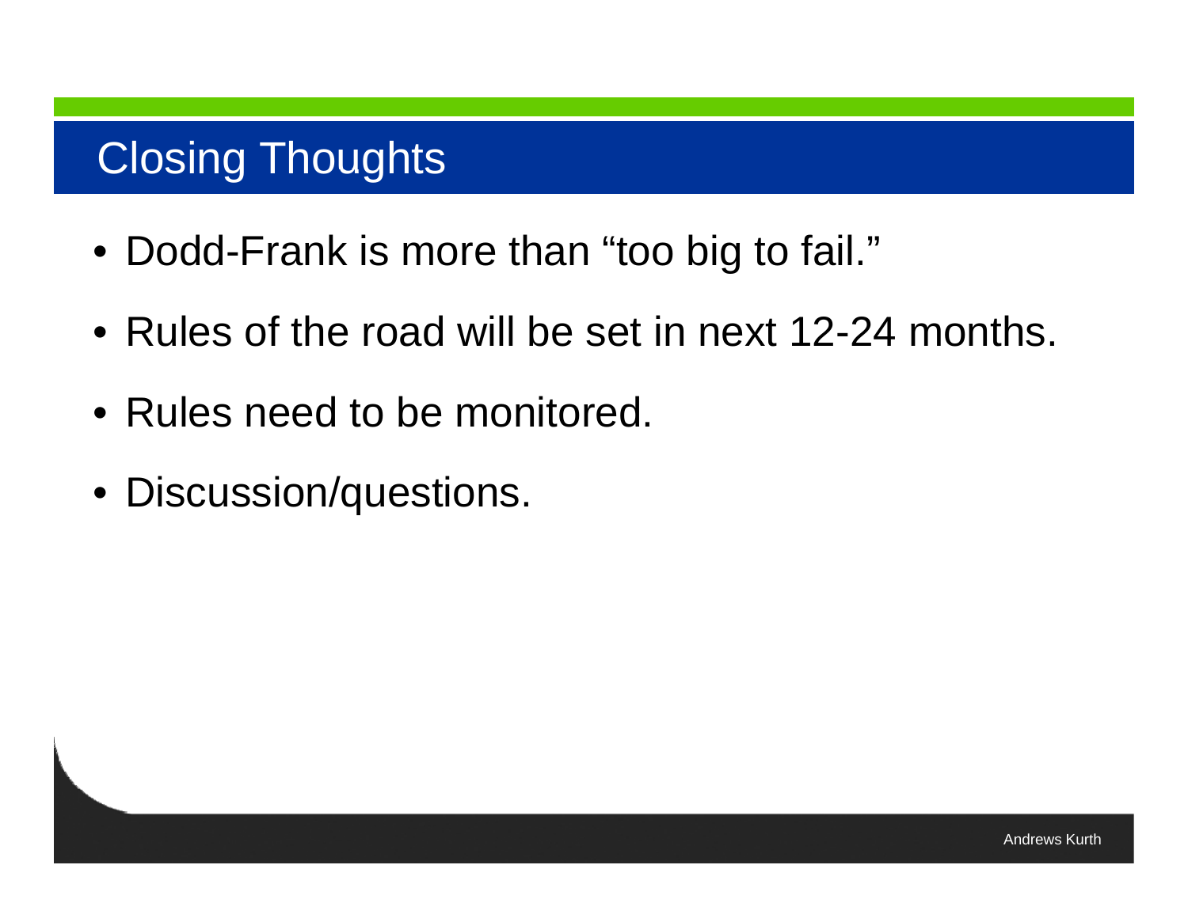# Closing Thoughts

- Dodd-Frank is more than “too big to fail.”
- Rules of the road will be set in next 12-24 months.
- Rules need to be monitored.
- Discussion/questions.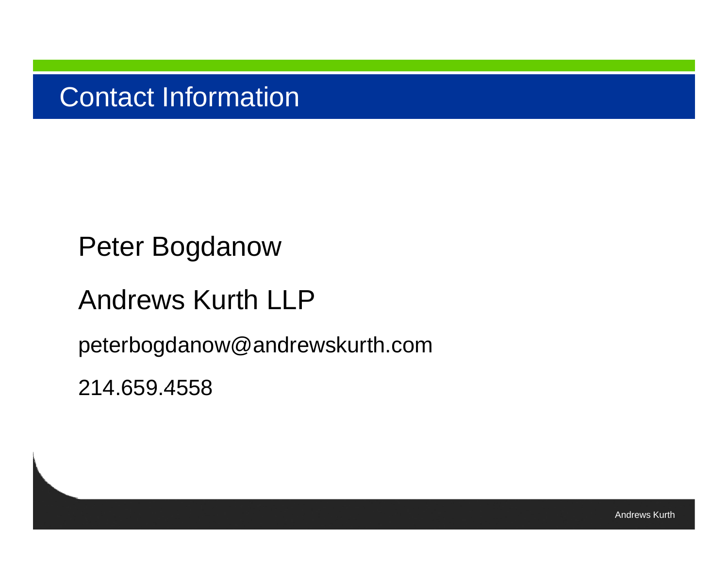# Contact Information

Peter Bogdanow

Andrews Kurth LLP

peterbogdanow@andrewskurth.com

214.659.4558